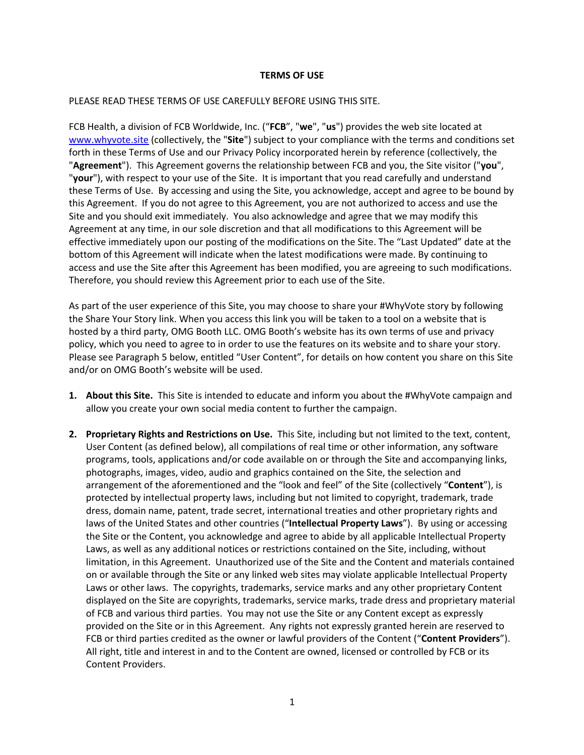# TERMS OF USE

PLEASE READ THESE TERMS OF USE CAREFULLY BEFORE USING THIS SITE.

FCB Health, a division of FCB Worldwide, Inc. ("**FCB**", "**we**", "**us**") provides the web site located at [www.whyvote.site](www.whyvote.site) (collectively, the "**Site**") subject to your compliance with the terms and conditions set forth in these Terms of Use and our Privacy Policy incorporated herein by reference (collectively, the "**Agreement**"). This Agreement governs the relationship between FCB and you, the Site visitor ("**you**", "**your**"), with respect to your use of the Site. It is important that you read carefully and understand these Terms of Use. By accessing and using the Site, you acknowledge, accept and agree to be bound by this Agreement. If you do not agree to this Agreement, you are not authorized to access and use the Site and you should exit immediately. You also acknowledge and agree that we may modify this Agreement at any time, in our sole discretion and that all modifications to this Agreement will be effective immediately upon our posting of the modifications on the Site. The "Last Updated" date at the bottom of this Agreement will indicate when the latest modifications were made. By continuing to access and use the Site after this Agreement has been modified, you are agreeing to such modifications. Therefore, you should review this Agreement prior to each use of the Site.

As part of the user experience of this Site, you may choose to share your #WhyVote story by following the Share Your Story link. When you access this link you will be taken to a tool on a website that is hosted by a third party, OMG Booth LLC. OMG Booth's website has its own terms of use and privacy policy, which you need to agree to in order to use the features on its website and to share your story. Please see Paragraph 5 below, entitled "User Content", for details on how content you share on this Site and/or on OMG Booth's website will be used.

1. **About this Site.** This Site is intended to educate and inform you about the #WhyVote campaign and allow you create your own social media content to further the campaign.

2. **Proprietary Rights and Restrictions on Use.** This Site, including but not limited to the text, content, User Content (as defined below), all compilations of real time or other information, any software programs, tools, applications and/or code available on or through the Site and accompanying links, photographs, images, video, audio and graphics contained on the Site, the selection and arrangement of the aforementioned and the "look and feel" of the Site (collectively "**Content**"), is protected by intellectual property laws, including but not limited to copyright, trademark, trade dress, domain name, patent, trade secret, international treaties and other proprietary rights and laws of the United States and other countries ("**Intellectual Property Laws**"). By using or accessing the Site or the Content, you acknowledge and agree to abide by all applicable Intellectual Property Laws, as well as any additional notices or restrictions contained on the Site, including, without limitation, in this Agreement. Unauthorized use of the Site and the Content and materials contained on or available through the Site or any linked web sites may violate applicable Intellectual Property Laws or other laws. The copyrights, trademarks, service marks and any other proprietary Content displayed on the Site are copyrights, trademarks, service marks, trade dress and proprietary material of FCB and various third parties. You may not use the Site or any Content except as expressly provided on the Site or in this Agreement. Any rights not expressly granted herein are reserved to FCB or third parties credited as the owner or lawful providers of the Content ("**Content Providers**"). All right, title and interest in and to the Content are owned, licensed or controlled by FCB or its Content Providers.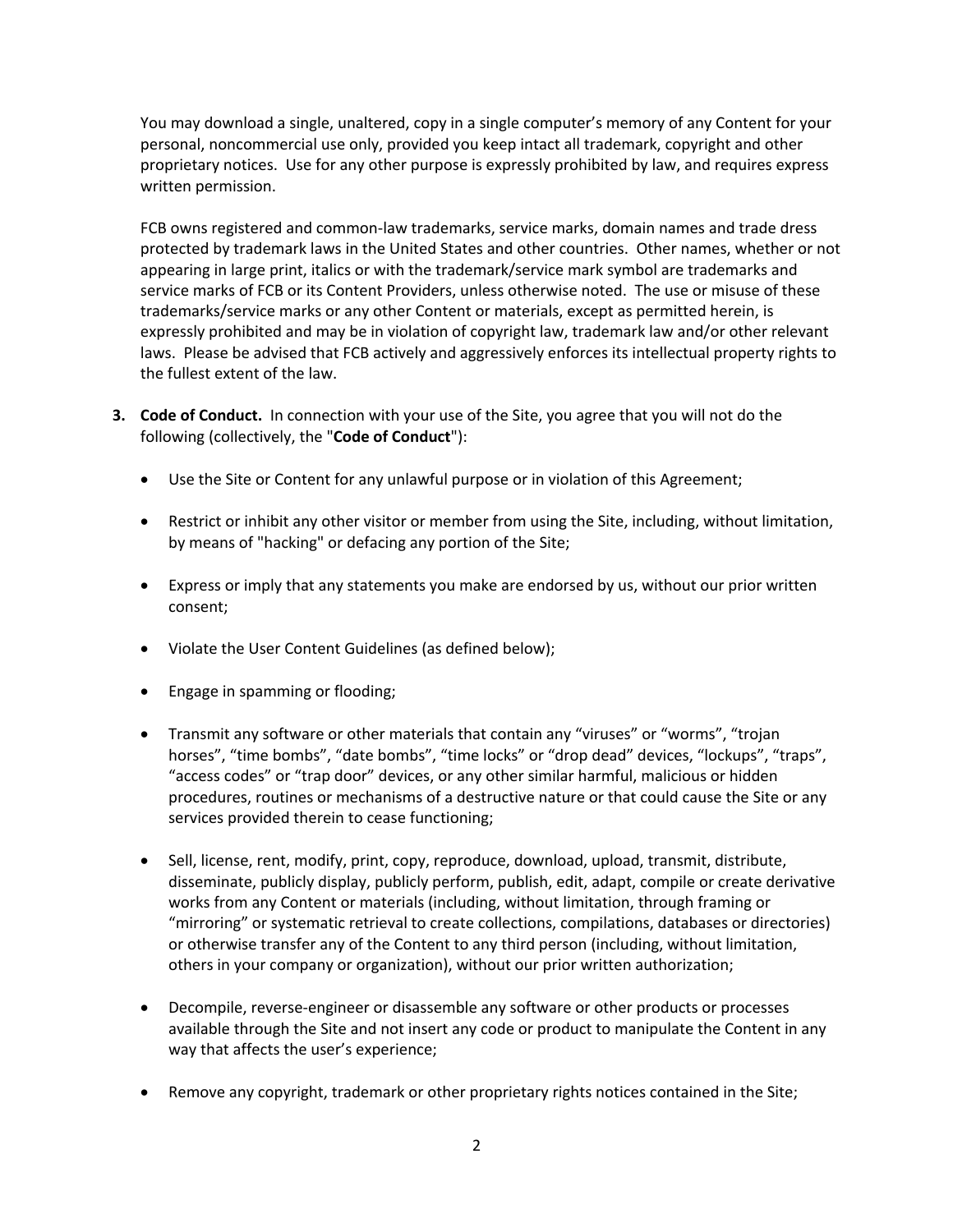You may download a single, unaltered, copy in a single computer's memory of any Content for your personal, noncommercial use only, provided you keep intact all trademark, copyright and other proprietary notices. Use for any other purpose is expressly prohibited by law, and requires express written permission.

FCB owns registered and common-law trademarks, service marks, domain names and trade dress protected by trademark laws in the United States and other countries. Other names, whether or not appearing in large print, italics or with the trademark/service mark symbol are trademarks and service marks of FCB or its Content Providers, unless otherwise noted. The use or misuse of these trademarks/service marks or any other Content or materials, except as permitted herein, is expressly prohibited and may be in violation of copyright law, trademark law and/or other relevant laws. Please be advised that FCB actively and aggressively enforces its intellectual property rights to the fullest extent of the law.

3. **Code of Conduct.** In connection with your use of the Site, you agree that you will not do the following (collectively, the "**Code of Conduct**"):

   - Use the Site or Content for any unlawful purpose or in violation of this Agreement;

   - Restrict or inhibit any other visitor or member from using the Site, including, without limitation, by means of "hacking" or defacing any portion of the Site;

   - Express or imply that any statements you make are endorsed by us, without our prior written consent;

   - Violate the User Content Guidelines (as defined below);

   - Engage in spamming or flooding;

   - Transmit any software or other materials that contain any "viruses" or "worms", "trojan horses", "time bombs", "date bombs", "time locks" or "drop dead" devices, "lockups", "traps", "access codes" or "trap door" devices, or any other similar harmful, malicious or hidden procedures, routines or mechanisms of a destructive nature or that could cause the Site or any services provided therein to cease functioning;

   - Sell, license, rent, modify, print, copy, reproduce, download, upload, transmit, distribute, disseminate, publicly display, publicly perform, publish, edit, adapt, compile or create derivative works from any Content or materials (including, without limitation, through framing or "mirroring" or systematic retrieval to create collections, compilations, databases or directories) or otherwise transfer any of the Content to any third person (including, without limitation, others in your company or organization), without our prior written authorization;

   - Decompile, reverse-engineer or disassemble any software or other products or processes available through the Site and not insert any code or product to manipulate the Content in any way that affects the user's experience;

   - Remove any copyright, trademark or other proprietary rights notices contained in the Site;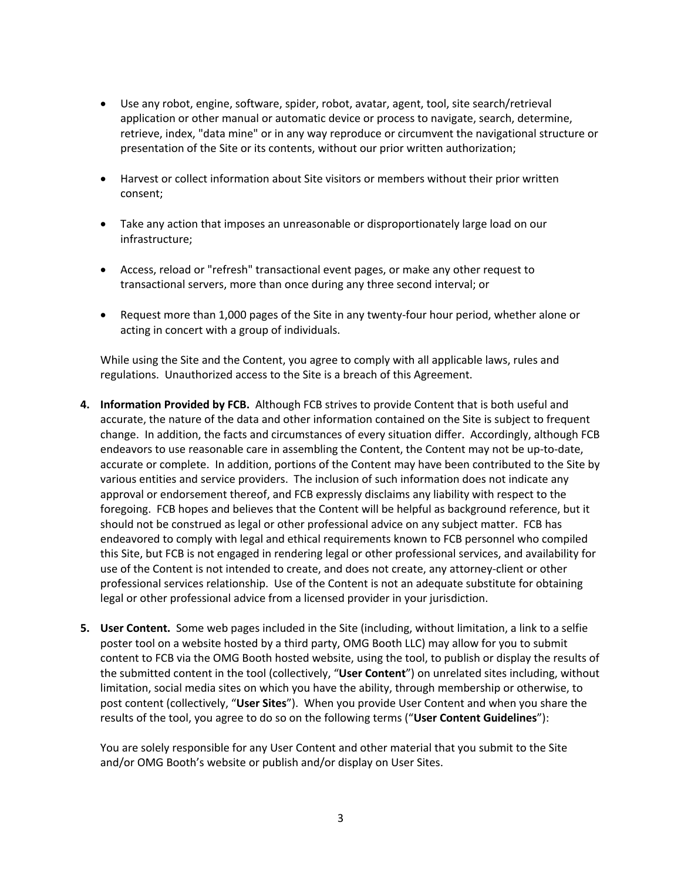- Use any robot, engine, software, spider, robot, avatar, agent, tool, site search/retrieval application or other manual or automatic device or process to navigate, search, determine, retrieve, index, "data mine" or in any way reproduce or circumvent the navigational structure or presentation of the Site or its contents, without our prior written authorization;

- Harvest or collect information about Site visitors or members without their prior written consent;

- Take any action that imposes an unreasonable or disproportionately large load on our infrastructure;

- Access, reload or "refresh" transactional event pages, or make any other request to transactional servers, more than once during any three second interval; or

- Request more than 1,000 pages of the Site in any twenty-four hour period, whether alone or acting in concert with a group of individuals.

While using the Site and the Content, you agree to comply with all applicable laws, rules and regulations. Unauthorized access to the Site is a breach of this Agreement.

4. **Information Provided by FCB.** Although FCB strives to provide Content that is both useful and accurate, the nature of the data and other information contained on the Site is subject to frequent change. In addition, the facts and circumstances of every situation differ. Accordingly, although FCB endeavors to use reasonable care in assembling the Content, the Content may not be up-to-date, accurate or complete. In addition, portions of the Content may have been contributed to the Site by various entities and service providers. The inclusion of such information does not indicate any approval or endorsement thereof, and FCB expressly disclaims any liability with respect to the foregoing. FCB hopes and believes that the Content will be helpful as background reference, but it should not be construed as legal or other professional advice on any subject matter. FCB has endeavored to comply with legal and ethical requirements known to FCB personnel who compiled this Site, but FCB is not engaged in rendering legal or other professional services, and availability for use of the Content is not intended to create, and does not create, any attorney-client or other professional services relationship. Use of the Content is not an adequate substitute for obtaining legal or other professional advice from a licensed provider in your jurisdiction.

5. **User Content.** Some web pages included in the Site (including, without limitation, a link to a selfie poster tool on a website hosted by a third party, OMG Booth LLC) may allow for you to submit content to FCB via the OMG Booth hosted website, using the tool, to publish or display the results of the submitted content in the tool (collectively, "**User Content**") on unrelated sites including, without limitation, social media sites on which you have the ability, through membership or otherwise, to post content (collectively, "**User Sites**"). When you provide User Content and when you share the results of the tool, you agree to do so on the following terms ("**User Content Guidelines**"):

   You are solely responsible for any User Content and other material that you submit to the Site and/or OMG Booth's website or publish and/or display on User Sites.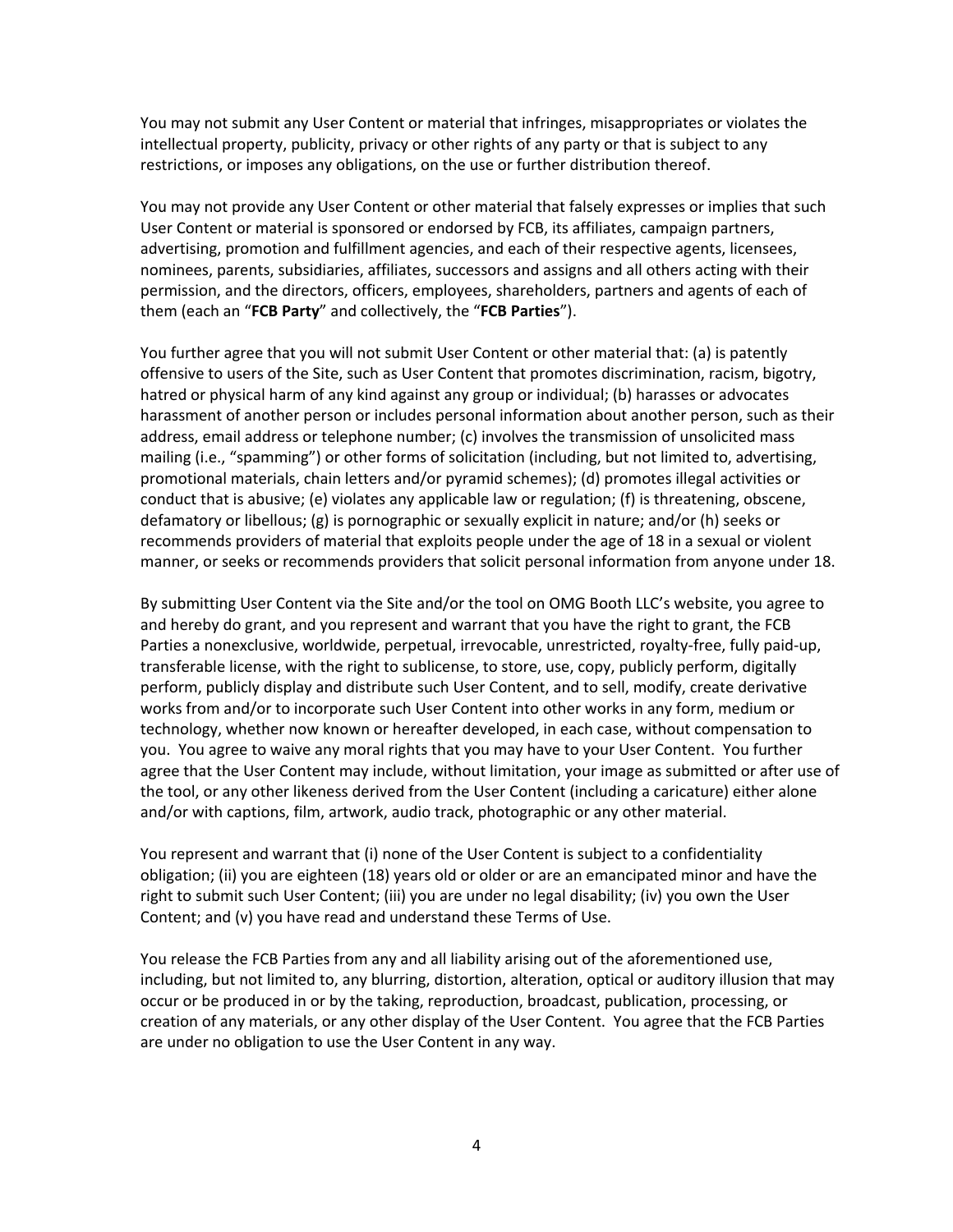You may not submit any User Content or material that infringes, misappropriates or violates the intellectual property, publicity, privacy or other rights of any party or that is subject to any restrictions, or imposes any obligations, on the use or further distribution thereof.

You may not provide any User Content or other material that falsely expresses or implies that such User Content or material is sponsored or endorsed by FCB, its affiliates, campaign partners, advertising, promotion and fulfillment agencies, and each of their respective agents, licensees, nominees, parents, subsidiaries, affiliates, successors and assigns and all others acting with their permission, and the directors, officers, employees, shareholders, partners and agents of each of them (each an "**FCB Party**" and collectively, the "**FCB Parties**").

You further agree that you will not submit User Content or other material that: (a) is patently offensive to users of the Site, such as User Content that promotes discrimination, racism, bigotry, hatred or physical harm of any kind against any group or individual; (b) harasses or advocates harassment of another person or includes personal information about another person, such as their address, email address or telephone number; (c) involves the transmission of unsolicited mass mailing (i.e., "spamming") or other forms of solicitation (including, but not limited to, advertising, promotional materials, chain letters and/or pyramid schemes); (d) promotes illegal activities or conduct that is abusive; (e) violates any applicable law or regulation; (f) is threatening, obscene, defamatory or libellous; (g) is pornographic or sexually explicit in nature; and/or (h) seeks or recommends providers of material that exploits people under the age of 18 in a sexual or violent manner, or seeks or recommends providers that solicit personal information from anyone under 18.

By submitting User Content via the Site and/or the tool on OMG Booth LLC's website, you agree to and hereby do grant, and you represent and warrant that you have the right to grant, the FCB Parties a nonexclusive, worldwide, perpetual, irrevocable, unrestricted, royalty-free, fully paid-up, transferable license, with the right to sublicense, to store, use, copy, publicly perform, digitally perform, publicly display and distribute such User Content, and to sell, modify, create derivative works from and/or to incorporate such User Content into other works in any form, medium or technology, whether now known or hereafter developed, in each case, without compensation to you. You agree to waive any moral rights that you may have to your User Content. You further agree that the User Content may include, without limitation, your image as submitted or after use of the tool, or any other likeness derived from the User Content (including a caricature) either alone and/or with captions, film, artwork, audio track, photographic or any other material.

You represent and warrant that (i) none of the User Content is subject to a confidentiality obligation; (ii) you are eighteen (18) years old or older or are an emancipated minor and have the right to submit such User Content; (iii) you are under no legal disability; (iv) you own the User Content; and (v) you have read and understand these Terms of Use.

You release the FCB Parties from any and all liability arising out of the aforementioned use, including, but not limited to, any blurring, distortion, alteration, optical or auditory illusion that may occur or be produced in or by the taking, reproduction, broadcast, publication, processing, or creation of any materials, or any other display of the User Content. You agree that the FCB Parties are under no obligation to use the User Content in any way.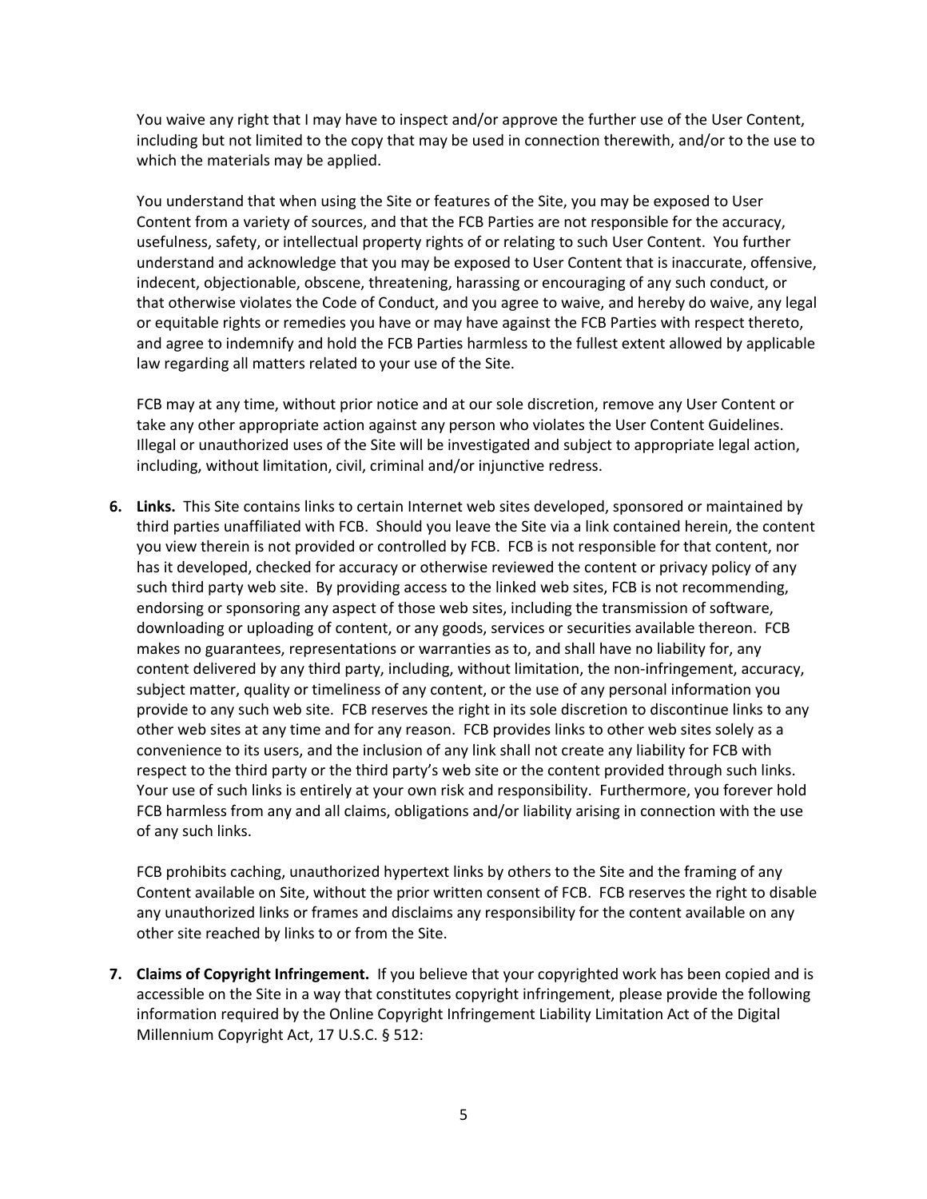You waive any right that I may have to inspect and/or approve the further use of the User Content, including but not limited to the copy that may be used in connection therewith, and/or to the use to which the materials may be applied.

You understand that when using the Site or features of the Site, you may be exposed to User Content from a variety of sources, and that the FCB Parties are not responsible for the accuracy, usefulness, safety, or intellectual property rights of or relating to such User Content. You further understand and acknowledge that you may be exposed to User Content that is inaccurate, offensive, indecent, objectionable, obscene, threatening, harassing or encouraging of any such conduct, or that otherwise violates the Code of Conduct, and you agree to waive, and hereby do waive, any legal or equitable rights or remedies you have or may have against the FCB Parties with respect thereto, and agree to indemnify and hold the FCB Parties harmless to the fullest extent allowed by applicable law regarding all matters related to your use of the Site.

FCB may at any time, without prior notice and at our sole discretion, remove any User Content or take any other appropriate action against any person who violates the User Content Guidelines. Illegal or unauthorized uses of the Site will be investigated and subject to appropriate legal action, including, without limitation, civil, criminal and/or injunctive redress.

6. **Links.** This Site contains links to certain Internet web sites developed, sponsored or maintained by third parties unaffiliated with FCB. Should you leave the Site via a link contained herein, the content you view therein is not provided or controlled by FCB. FCB is not responsible for that content, nor has it developed, checked for accuracy or otherwise reviewed the content or privacy policy of any such third party web site. By providing access to the linked web sites, FCB is not recommending, endorsing or sponsoring any aspect of those web sites, including the transmission of software, downloading or uploading of content, or any goods, services or securities available thereon. FCB makes no guarantees, representations or warranties as to, and shall have no liability for, any content delivered by any third party, including, without limitation, the non-infringement, accuracy, subject matter, quality or timeliness of any content, or the use of any personal information you provide to any such web site. FCB reserves the right in its sole discretion to discontinue links to any other web sites at any time and for any reason. FCB provides links to other web sites solely as a convenience to its users, and the inclusion of any link shall not create any liability for FCB with respect to the third party or the third party's web site or the content provided through such links. Your use of such links is entirely at your own risk and responsibility. Furthermore, you forever hold FCB harmless from any and all claims, obligations and/or liability arising in connection with the use of any such links.

   FCB prohibits caching, unauthorized hypertext links by others to the Site and the framing of any Content available on Site, without the prior written consent of FCB. FCB reserves the right to disable any unauthorized links or frames and disclaims any responsibility for the content available on any other site reached by links to or from the Site.

7. **Claims of Copyright Infringement.** If you believe that your copyrighted work has been copied and is accessible on the Site in a way that constitutes copyright infringement, please provide the following information required by the Online Copyright Infringement Liability Limitation Act of the Digital Millennium Copyright Act, 17 U.S.C. § 512: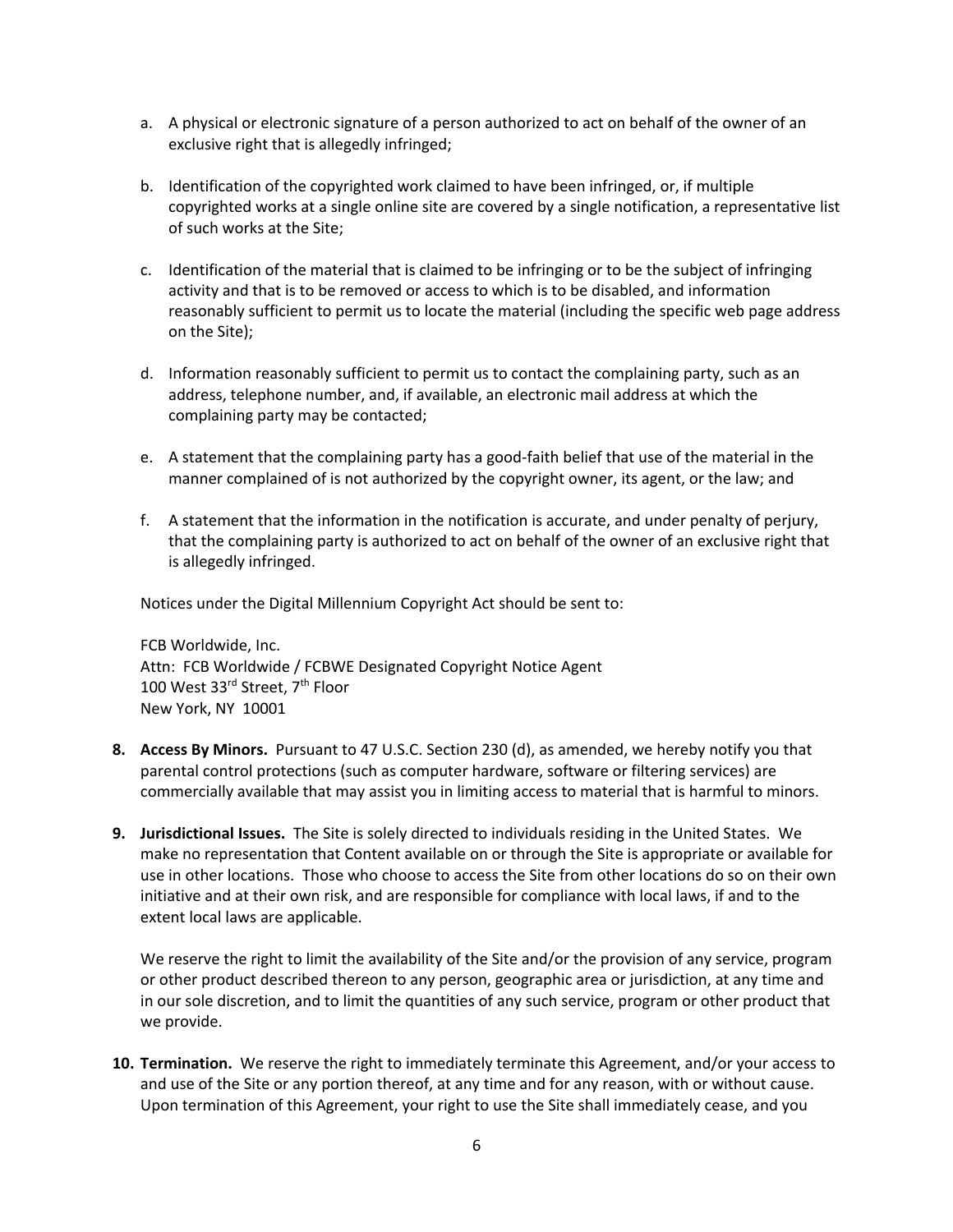a. A physical or electronic signature of a person authorized to act on behalf of the owner of an exclusive right that is allegedly infringed;

b. Identification of the copyrighted work claimed to have been infringed, or, if multiple copyrighted works at a single online site are covered by a single notification, a representative list of such works at the Site;

c. Identification of the material that is claimed to be infringing or to be the subject of infringing activity and that is to be removed or access to which is to be disabled, and information reasonably sufficient to permit us to locate the material (including the specific web page address on the Site);

d. Information reasonably sufficient to permit us to contact the complaining party, such as an address, telephone number, and, if available, an electronic mail address at which the complaining party may be contacted;

e. A statement that the complaining party has a good-faith belief that use of the material in the manner complained of is not authorized by the copyright owner, its agent, or the law; and

f. A statement that the information in the notification is accurate, and under penalty of perjury, that the complaining party is authorized to act on behalf of the owner of an exclusive right that is allegedly infringed.

Notices under the Digital Millennium Copyright Act should be sent to:

FCB Worldwide, Inc.
Attn: FCB Worldwide / FCBWE Designated Copyright Notice Agent
100 West 33rd Street, 7th Floor
New York, NY 10001

8. **Access By Minors.** Pursuant to 47 U.S.C. Section 230 (d), as amended, we hereby notify you that parental control protections (such as computer hardware, software or filtering services) are commercially available that may assist you in limiting access to material that is harmful to minors.

9. **Jurisdictional Issues.** The Site is solely directed to individuals residing in the United States. We make no representation that Content available on or through the Site is appropriate or available for use in other locations. Those who choose to access the Site from other locations do so on their own initiative and at their own risk, and are responsible for compliance with local laws, if and to the extent local laws are applicable.

   We reserve the right to limit the availability of the Site and/or the provision of any service, program or other product described thereon to any person, geographic area or jurisdiction, at any time and in our sole discretion, and to limit the quantities of any such service, program or other product that we provide.

10. **Termination.** We reserve the right to immediately terminate this Agreement, and/or your access to and use of the Site or any portion thereof, at any time and for any reason, with or without cause. Upon termination of this Agreement, your right to use the Site shall immediately cease, and you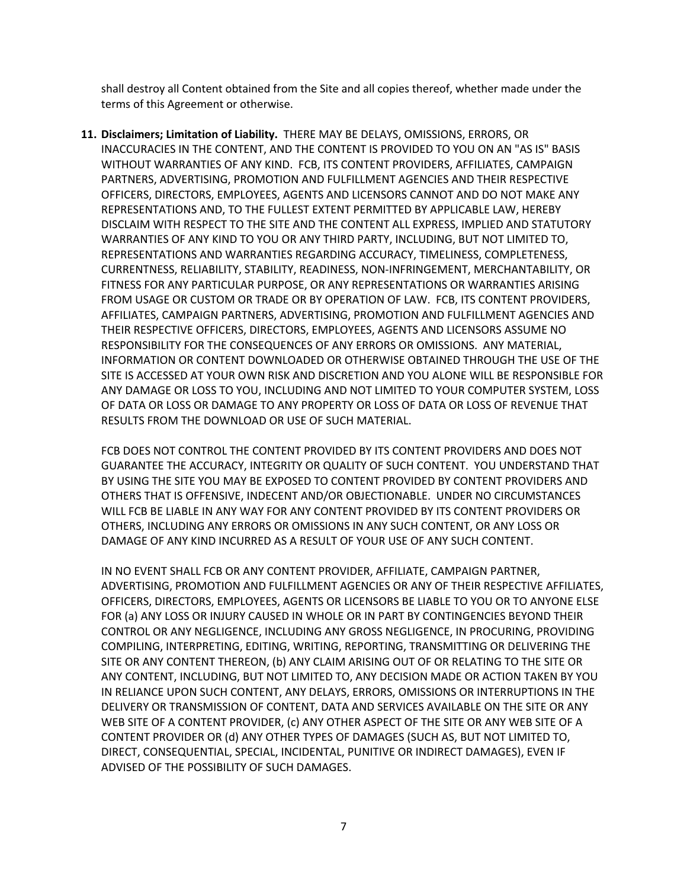shall destroy all Content obtained from the Site and all copies thereof, whether made under the terms of this Agreement or otherwise.

11. **Disclaimers; Limitation of Liability.** THERE MAY BE DELAYS, OMISSIONS, ERRORS, OR INACCURACIES IN THE CONTENT, AND THE CONTENT IS PROVIDED TO YOU ON AN "AS IS" BASIS WITHOUT WARRANTIES OF ANY KIND. FCB, ITS CONTENT PROVIDERS, AFFILIATES, CAMPAIGN PARTNERS, ADVERTISING, PROMOTION AND FULFILLMENT AGENCIES AND THEIR RESPECTIVE OFFICERS, DIRECTORS, EMPLOYEES, AGENTS AND LICENSORS CANNOT AND DO NOT MAKE ANY REPRESENTATIONS AND, TO THE FULLEST EXTENT PERMITTED BY APPLICABLE LAW, HEREBY DISCLAIM WITH RESPECT TO THE SITE AND THE CONTENT ALL EXPRESS, IMPLIED AND STATUTORY WARRANTIES OF ANY KIND TO YOU OR ANY THIRD PARTY, INCLUDING, BUT NOT LIMITED TO, REPRESENTATIONS AND WARRANTIES REGARDING ACCURACY, TIMELINESS, COMPLETENESS, CURRENTNESS, RELIABILITY, STABILITY, READINESS, NON-INFRINGEMENT, MERCHANTABILITY, OR FITNESS FOR ANY PARTICULAR PURPOSE, OR ANY REPRESENTATIONS OR WARRANTIES ARISING FROM USAGE OR CUSTOM OR TRADE OR BY OPERATION OF LAW. FCB, ITS CONTENT PROVIDERS, AFFILIATES, CAMPAIGN PARTNERS, ADVERTISING, PROMOTION AND FULFILLMENT AGENCIES AND THEIR RESPECTIVE OFFICERS, DIRECTORS, EMPLOYEES, AGENTS AND LICENSORS ASSUME NO RESPONSIBILITY FOR THE CONSEQUENCES OF ANY ERRORS OR OMISSIONS. ANY MATERIAL, INFORMATION OR CONTENT DOWNLOADED OR OTHERWISE OBTAINED THROUGH THE USE OF THE SITE IS ACCESSED AT YOUR OWN RISK AND DISCRETION AND YOU ALONE WILL BE RESPONSIBLE FOR ANY DAMAGE OR LOSS TO YOU, INCLUDING AND NOT LIMITED TO YOUR COMPUTER SYSTEM, LOSS OF DATA OR LOSS OR DAMAGE TO ANY PROPERTY OR LOSS OF DATA OR LOSS OF REVENUE THAT RESULTS FROM THE DOWNLOAD OR USE OF SUCH MATERIAL.

    FCB DOES NOT CONTROL THE CONTENT PROVIDED BY ITS CONTENT PROVIDERS AND DOES NOT GUARANTEE THE ACCURACY, INTEGRITY OR QUALITY OF SUCH CONTENT. YOU UNDERSTAND THAT BY USING THE SITE YOU MAY BE EXPOSED TO CONTENT PROVIDED BY CONTENT PROVIDERS AND OTHERS THAT IS OFFENSIVE, INDECENT AND/OR OBJECTIONABLE. UNDER NO CIRCUMSTANCES WILL FCB BE LIABLE IN ANY WAY FOR ANY CONTENT PROVIDED BY ITS CONTENT PROVIDERS OR OTHERS, INCLUDING ANY ERRORS OR OMISSIONS IN ANY SUCH CONTENT, OR ANY LOSS OR DAMAGE OF ANY KIND INCURRED AS A RESULT OF YOUR USE OF ANY SUCH CONTENT.

    IN NO EVENT SHALL FCB OR ANY CONTENT PROVIDER, AFFILIATE, CAMPAIGN PARTNER, ADVERTISING, PROMOTION AND FULFILLMENT AGENCIES OR ANY OF THEIR RESPECTIVE AFFILIATES, OFFICERS, DIRECTORS, EMPLOYEES, AGENTS OR LICENSORS BE LIABLE TO YOU OR TO ANYONE ELSE FOR (a) ANY LOSS OR INJURY CAUSED IN WHOLE OR IN PART BY CONTINGENCIES BEYOND THEIR CONTROL OR ANY NEGLIGENCE, INCLUDING ANY GROSS NEGLIGENCE, IN PROCURING, PROVIDING COMPILING, INTERPRETING, EDITING, WRITING, REPORTING, TRANSMITTING OR DELIVERING THE SITE OR ANY CONTENT THEREON, (b) ANY CLAIM ARISING OUT OF OR RELATING TO THE SITE OR ANY CONTENT, INCLUDING, BUT NOT LIMITED TO, ANY DECISION MADE OR ACTION TAKEN BY YOU IN RELIANCE UPON SUCH CONTENT, ANY DELAYS, ERRORS, OMISSIONS OR INTERRUPTIONS IN THE DELIVERY OR TRANSMISSION OF CONTENT, DATA AND SERVICES AVAILABLE ON THE SITE OR ANY WEB SITE OF A CONTENT PROVIDER, (c) ANY OTHER ASPECT OF THE SITE OR ANY WEB SITE OF A CONTENT PROVIDER OR (d) ANY OTHER TYPES OF DAMAGES (SUCH AS, BUT NOT LIMITED TO, DIRECT, CONSEQUENTIAL, SPECIAL, INCIDENTAL, PUNITIVE OR INDIRECT DAMAGES), EVEN IF ADVISED OF THE POSSIBILITY OF SUCH DAMAGES.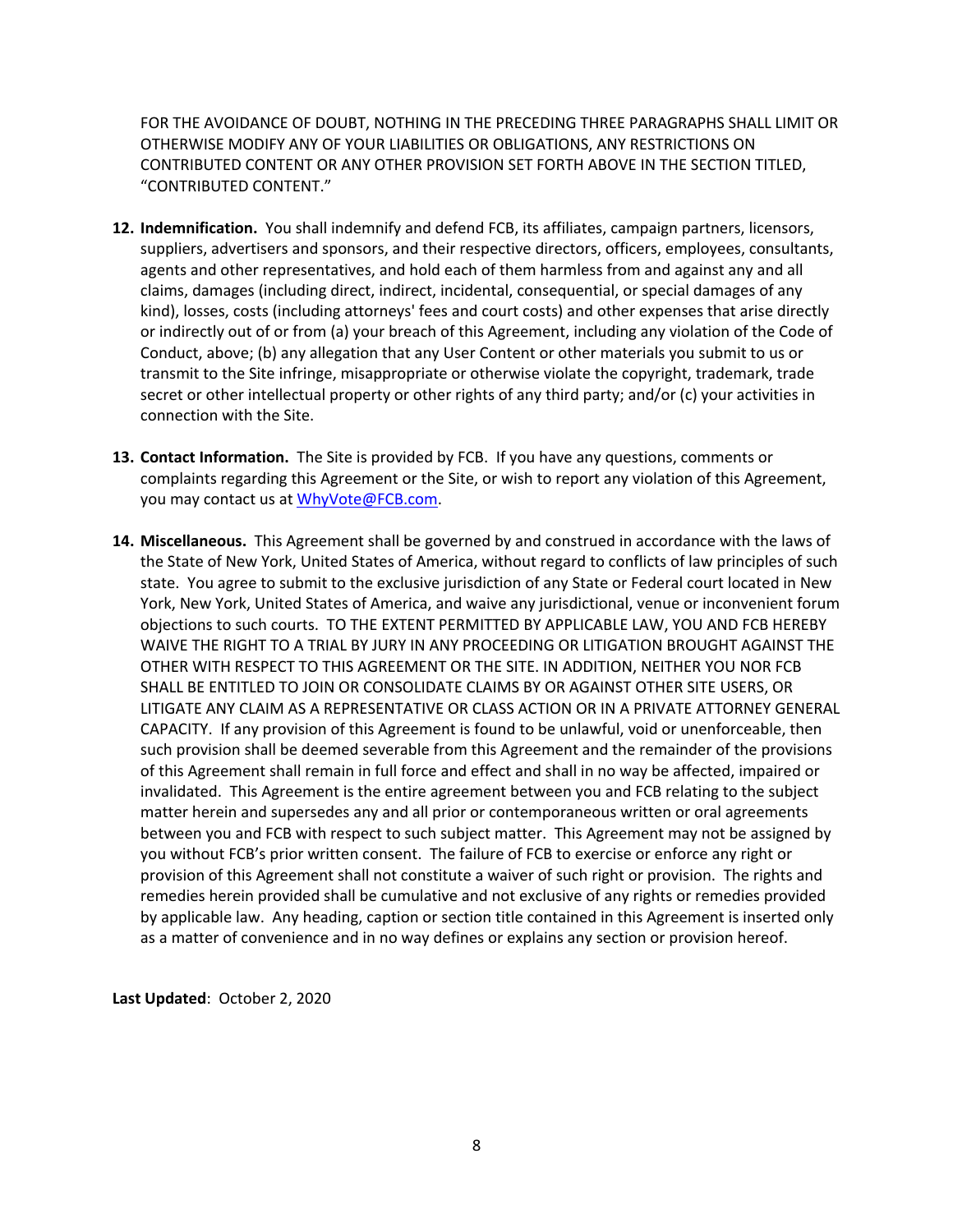FOR THE AVOIDANCE OF DOUBT, NOTHING IN THE PRECEDING THREE PARAGRAPHS SHALL LIMIT OR OTHERWISE MODIFY ANY OF YOUR LIABILITIES OR OBLIGATIONS, ANY RESTRICTIONS ON CONTRIBUTED CONTENT OR ANY OTHER PROVISION SET FORTH ABOVE IN THE SECTION TITLED, "CONTRIBUTED CONTENT."

12. **Indemnification.** You shall indemnify and defend FCB, its affiliates, campaign partners, licensors, suppliers, advertisers and sponsors, and their respective directors, officers, employees, consultants, agents and other representatives, and hold each of them harmless from and against any and all claims, damages (including direct, indirect, incidental, consequential, or special damages of any kind), losses, costs (including attorneys' fees and court costs) and other expenses that arise directly or indirectly out of or from (a) your breach of this Agreement, including any violation of the Code of Conduct, above; (b) any allegation that any User Content or other materials you submit to us or transmit to the Site infringe, misappropriate or otherwise violate the copyright, trademark, trade secret or other intellectual property or other rights of any third party; and/or (c) your activities in connection with the Site.

13. **Contact Information.** The Site is provided by FCB. If you have any questions, comments or complaints regarding this Agreement or the Site, or wish to report any violation of this Agreement, you may contact us at WhyVote@FCB.com.

14. **Miscellaneous.** This Agreement shall be governed by and construed in accordance with the laws of the State of New York, United States of America, without regard to conflicts of law principles of such state. You agree to submit to the exclusive jurisdiction of any State or Federal court located in New York, New York, United States of America, and waive any jurisdictional, venue or inconvenient forum objections to such courts. TO THE EXTENT PERMITTED BY APPLICABLE LAW, YOU AND FCB HEREBY WAIVE THE RIGHT TO A TRIAL BY JURY IN ANY PROCEEDING OR LITIGATION BROUGHT AGAINST THE OTHER WITH RESPECT TO THIS AGREEMENT OR THE SITE. IN ADDITION, NEITHER YOU NOR FCB SHALL BE ENTITLED TO JOIN OR CONSOLIDATE CLAIMS BY OR AGAINST OTHER SITE USERS, OR LITIGATE ANY CLAIM AS A REPRESENTATIVE OR CLASS ACTION OR IN A PRIVATE ATTORNEY GENERAL CAPACITY. If any provision of this Agreement is found to be unlawful, void or unenforceable, then such provision shall be deemed severable from this Agreement and the remainder of the provisions of this Agreement shall remain in full force and effect and shall in no way be affected, impaired or invalidated. This Agreement is the entire agreement between you and FCB relating to the subject matter herein and supersedes any and all prior or contemporaneous written or oral agreements between you and FCB with respect to such subject matter. This Agreement may not be assigned by you without FCB's prior written consent. The failure of FCB to exercise or enforce any right or provision of this Agreement shall not constitute a waiver of such right or provision. The rights and remedies herein provided shall be cumulative and not exclusive of any rights or remedies provided by applicable law. Any heading, caption or section title contained in this Agreement is inserted only as a matter of convenience and in no way defines or explains any section or provision hereof.

**Last Updated**: October 2, 2020